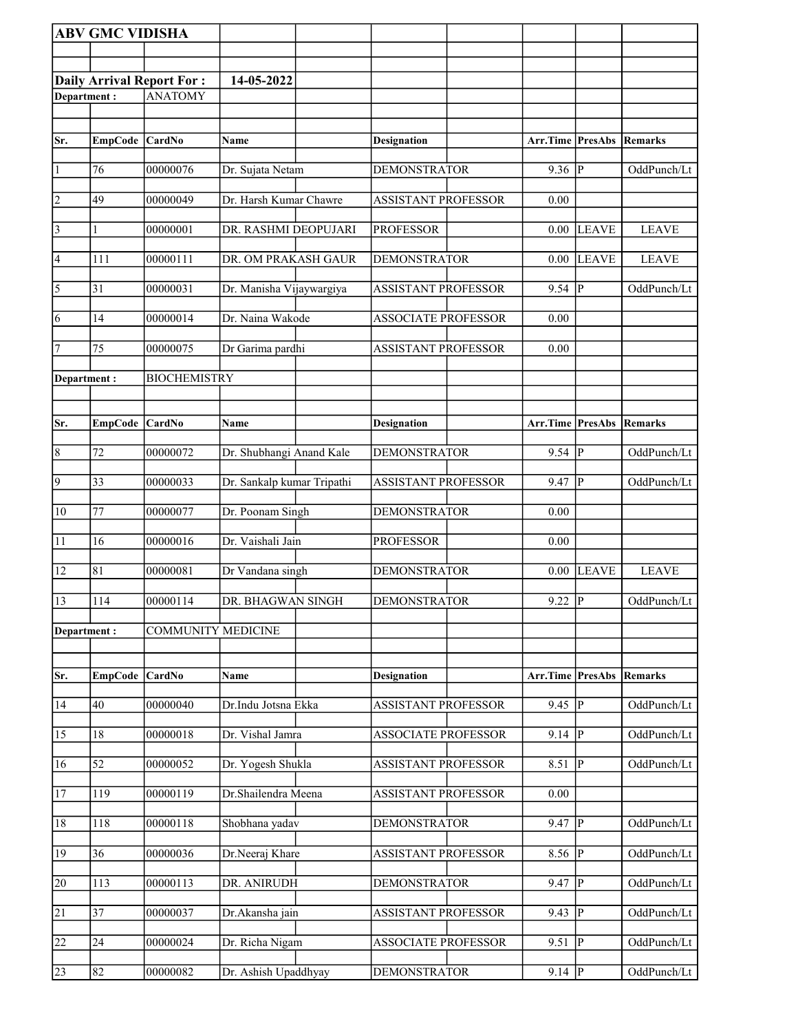**ABV GMC VIDISHA**

**Daily Arrival Report For : 14-05-2022**

**Department :** ANATOMY

| Sr. | EmpCode | CardNo | Name | Designation | Arr.Time | PresAbs | Remarks |
|---|---|---|---|---|---|---|---|
| 1 | 76 | 00000076 | Dr. Sujata Netam | DEMONSTRATOR | 9.36 | P | OddPunch/Lt |
| 2 | 49 | 00000049 | Dr. Harsh Kumar Chawre | ASSISTANT PROFESSOR | 0.00 | | |
| 3 | 1 | 00000001 | DR. RASHMI DEOPUJARI | PROFESSOR | 0.00 | LEAVE | LEAVE |
| 4 | 111 | 00000111 | DR. OM PRAKASH GAUR | DEMONSTRATOR | 0.00 | LEAVE | LEAVE |
| 5 | 31 | 00000031 | Dr. Manisha Vijaywargiya | ASSISTANT PROFESSOR | 9.54 | P | OddPunch/Lt |
| 6 | 14 | 00000014 | Dr. Naina Wakode | ASSOCIATE PROFESSOR | 0.00 | | |
| 7 | 75 | 00000075 | Dr Garima pardhi | ASSISTANT PROFESSOR | 0.00 | | |

**Department :** BIOCHEMISTRY

| Sr. | EmpCode | CardNo | Name | Designation | Arr.Time | PresAbs | Remarks |
|---|---|---|---|---|---|---|---|
| 8 | 72 | 00000072 | Dr. Shubhangi Anand Kale | DEMONSTRATOR | 9.54 | P | OddPunch/Lt |
| 9 | 33 | 00000033 | Dr. Sankalp kumar Tripathi | ASSISTANT PROFESSOR | 9.47 | P | OddPunch/Lt |
| 10 | 77 | 00000077 | Dr. Poonam Singh | DEMONSTRATOR | 0.00 | | |
| 11 | 16 | 00000016 | Dr. Vaishali Jain | PROFESSOR | 0.00 | | |
| 12 | 81 | 00000081 | Dr Vandana singh | DEMONSTRATOR | 0.00 | LEAVE | LEAVE |
| 13 | 114 | 00000114 | DR. BHAGWAN SINGH | DEMONSTRATOR | 9.22 | P | OddPunch/Lt |

**Department :** COMMUNITY MEDICINE

| Sr. | EmpCode | CardNo | Name | Designation | Arr.Time | PresAbs | Remarks |
|---|---|---|---|---|---|---|---|
| 14 | 40 | 00000040 | Dr.Indu Jotsna Ekka | ASSISTANT PROFESSOR | 9.45 | P | OddPunch/Lt |
| 15 | 18 | 00000018 | Dr. Vishal Jamra | ASSOCIATE PROFESSOR | 9.14 | P | OddPunch/Lt |
| 16 | 52 | 00000052 | Dr. Yogesh Shukla | ASSISTANT PROFESSOR | 8.51 | P | OddPunch/Lt |
| 17 | 119 | 00000119 | Dr.Shailendra Meena | ASSISTANT PROFESSOR | 0.00 | | |
| 18 | 118 | 00000118 | Shobhana yadav | DEMONSTRATOR | 9.47 | P | OddPunch/Lt |
| 19 | 36 | 00000036 | Dr.Neeraj Khare | ASSISTANT PROFESSOR | 8.56 | P | OddPunch/Lt |
| 20 | 113 | 00000113 | DR. ANIRUDH | DEMONSTRATOR | 9.47 | P | OddPunch/Lt |
| 21 | 37 | 00000037 | Dr.Akansha jain | ASSISTANT PROFESSOR | 9.43 | P | OddPunch/Lt |
| 22 | 24 | 00000024 | Dr. Richa Nigam | ASSOCIATE PROFESSOR | 9.51 | P | OddPunch/Lt |
| 23 | 82 | 00000082 | Dr. Ashish Upaddhyay | DEMONSTRATOR | 9.14 | P | OddPunch/Lt |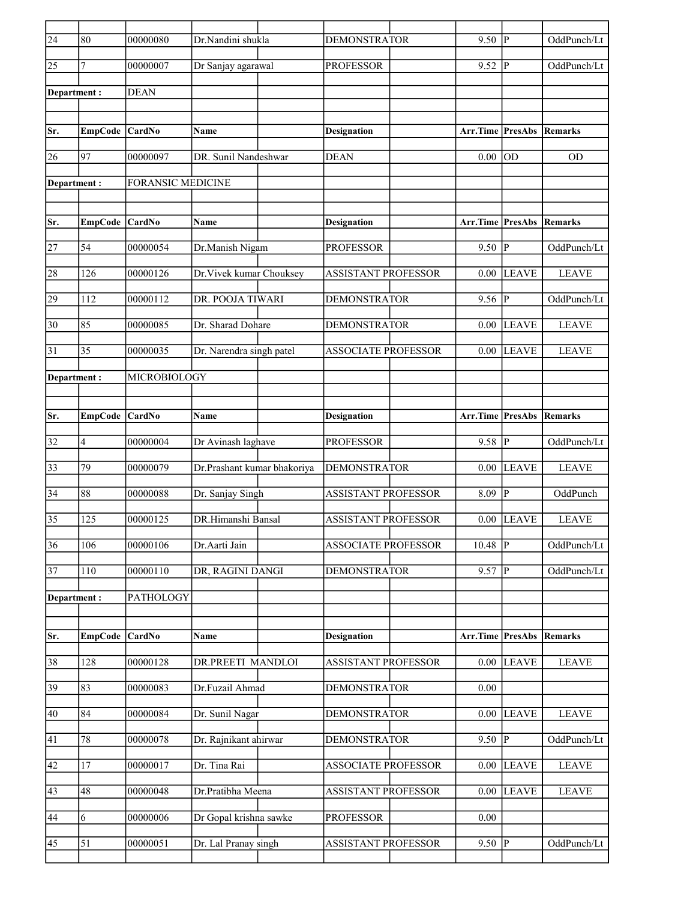| Sr. | EmpCode | CardNo | Name | Designation | Arr.Time | PresAbs | Remarks |
|---|---|---|---|---|---|---|---|
| 24 | 80 | 00000080 | Dr.Nandini shukla | DEMONSTRATOR | 9.50 | P | OddPunch/Lt |
| 25 | 7 | 00000007 | Dr Sanjay agarawal | PROFESSOR | 9.52 | P | OddPunch/Lt |

Department : DEAN

| Sr. | EmpCode | CardNo | Name | Designation | Arr.Time | PresAbs | Remarks |
|---|---|---|---|---|---|---|---|
| 26 | 97 | 00000097 | DR. Sunil Nandeshwar | DEAN | 0.00 | OD | OD |

Department : FORANSIC MEDICINE

| Sr. | EmpCode | CardNo | Name | Designation | Arr.Time | PresAbs | Remarks |
|---|---|---|---|---|---|---|---|
| 27 | 54 | 00000054 | Dr.Manish Nigam | PROFESSOR | 9.50 | P | OddPunch/Lt |
| 28 | 126 | 00000126 | Dr.Vivek kumar Chouksey | ASSISTANT PROFESSOR | 0.00 | LEAVE | LEAVE |
| 29 | 112 | 00000112 | DR. POOJA TIWARI | DEMONSTRATOR | 9.56 | P | OddPunch/Lt |
| 30 | 85 | 00000085 | Dr. Sharad Dohare | DEMONSTRATOR | 0.00 | LEAVE | LEAVE |
| 31 | 35 | 00000035 | Dr. Narendra singh patel | ASSOCIATE PROFESSOR | 0.00 | LEAVE | LEAVE |

Department : MICROBIOLOGY

| Sr. | EmpCode | CardNo | Name | Designation | Arr.Time | PresAbs | Remarks |
|---|---|---|---|---|---|---|---|
| 32 | 4 | 00000004 | Dr Avinash laghave | PROFESSOR | 9.58 | P | OddPunch/Lt |
| 33 | 79 | 00000079 | Dr.Prashant kumar bhakoriya | DEMONSTRATOR | 0.00 | LEAVE | LEAVE |
| 34 | 88 | 00000088 | Dr. Sanjay Singh | ASSISTANT PROFESSOR | 8.09 | P | OddPunch |
| 35 | 125 | 00000125 | DR.Himanshi Bansal | ASSISTANT PROFESSOR | 0.00 | LEAVE | LEAVE |
| 36 | 106 | 00000106 | Dr.Aarti Jain | ASSOCIATE PROFESSOR | 10.48 | P | OddPunch/Lt |
| 37 | 110 | 00000110 | DR, RAGINI DANGI | DEMONSTRATOR | 9.57 | P | OddPunch/Lt |

Department : PATHOLOGY

| Sr. | EmpCode | CardNo | Name | Designation | Arr.Time | PresAbs | Remarks |
|---|---|---|---|---|---|---|---|
| 38 | 128 | 00000128 | DR.PREETI MANDLOI | ASSISTANT PROFESSOR | 0.00 | LEAVE | LEAVE |
| 39 | 83 | 00000083 | Dr.Fuzail Ahmad | DEMONSTRATOR | 0.00 | | |
| 40 | 84 | 00000084 | Dr. Sunil Nagar | DEMONSTRATOR | 0.00 | LEAVE | LEAVE |
| 41 | 78 | 00000078 | Dr. Rajnikant ahirwar | DEMONSTRATOR | 9.50 | P | OddPunch/Lt |
| 42 | 17 | 00000017 | Dr. Tina Rai | ASSOCIATE PROFESSOR | 0.00 | LEAVE | LEAVE |
| 43 | 48 | 00000048 | Dr.Pratibha Meena | ASSISTANT PROFESSOR | 0.00 | LEAVE | LEAVE |
| 44 | 6 | 00000006 | Dr Gopal krishna sawke | PROFESSOR | 0.00 | | |
| 45 | 51 | 00000051 | Dr. Lal Pranay singh | ASSISTANT PROFESSOR | 9.50 | P | OddPunch/Lt |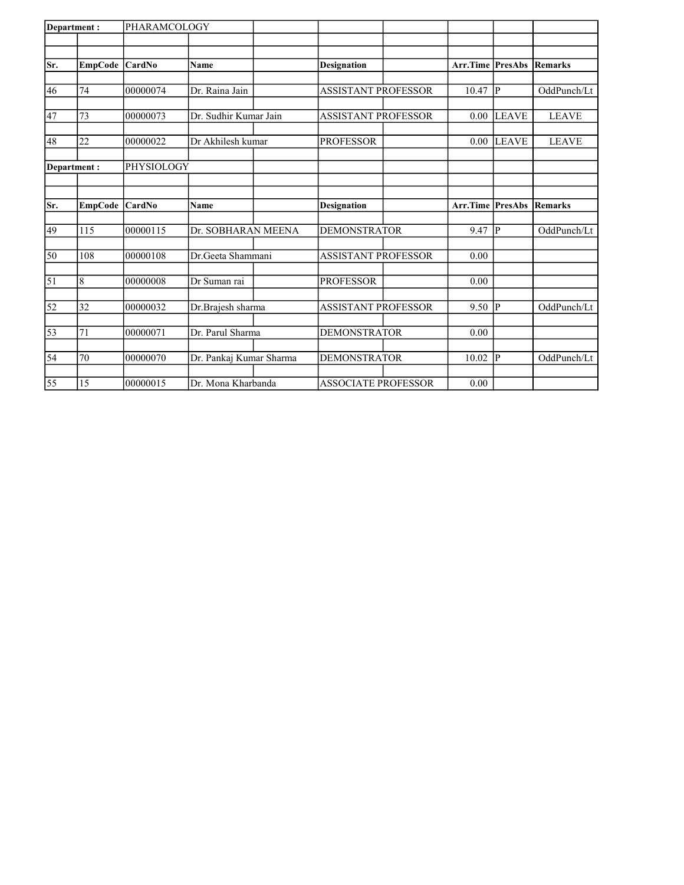| Department : | | PHARAMCOLOGY | | | | | | | |
|---|---|---|---|---|---|---|---|---|---|
| Sr. | EmpCode | CardNo | Name | | Designation | | Arr.Time | PresAbs | Remarks |
| 46 | 74 | 00000074 | Dr. Raina Jain | | ASSISTANT PROFESSOR | | 10.47 | P | OddPunch/Lt |
| 47 | 73 | 00000073 | Dr. Sudhir Kumar Jain | | ASSISTANT PROFESSOR | | 0.00 | LEAVE | LEAVE |
| 48 | 22 | 00000022 | Dr Akhilesh kumar | | PROFESSOR | | 0.00 | LEAVE | LEAVE |
| Department : | | PHYSIOLOGY | | | | | | | |
| Sr. | EmpCode | CardNo | Name | | Designation | | Arr.Time | PresAbs | Remarks |
| 49 | 115 | 00000115 | Dr. SOBHARAN MEENA | | DEMONSTRATOR | | 9.47 | P | OddPunch/Lt |
| 50 | 108 | 00000108 | Dr.Geeta Shammani | | ASSISTANT PROFESSOR | | 0.00 | | |
| 51 | 8 | 00000008 | Dr Suman rai | | PROFESSOR | | 0.00 | | |
| 52 | 32 | 00000032 | Dr.Brajesh sharma | | ASSISTANT PROFESSOR | | 9.50 | P | OddPunch/Lt |
| 53 | 71 | 00000071 | Dr. Parul Sharma | | DEMONSTRATOR | | 0.00 | | |
| 54 | 70 | 00000070 | Dr. Pankaj Kumar Sharma | | DEMONSTRATOR | | 10.02 | P | OddPunch/Lt |
| 55 | 15 | 00000015 | Dr. Mona Kharbanda | | ASSOCIATE PROFESSOR | | 0.00 | | |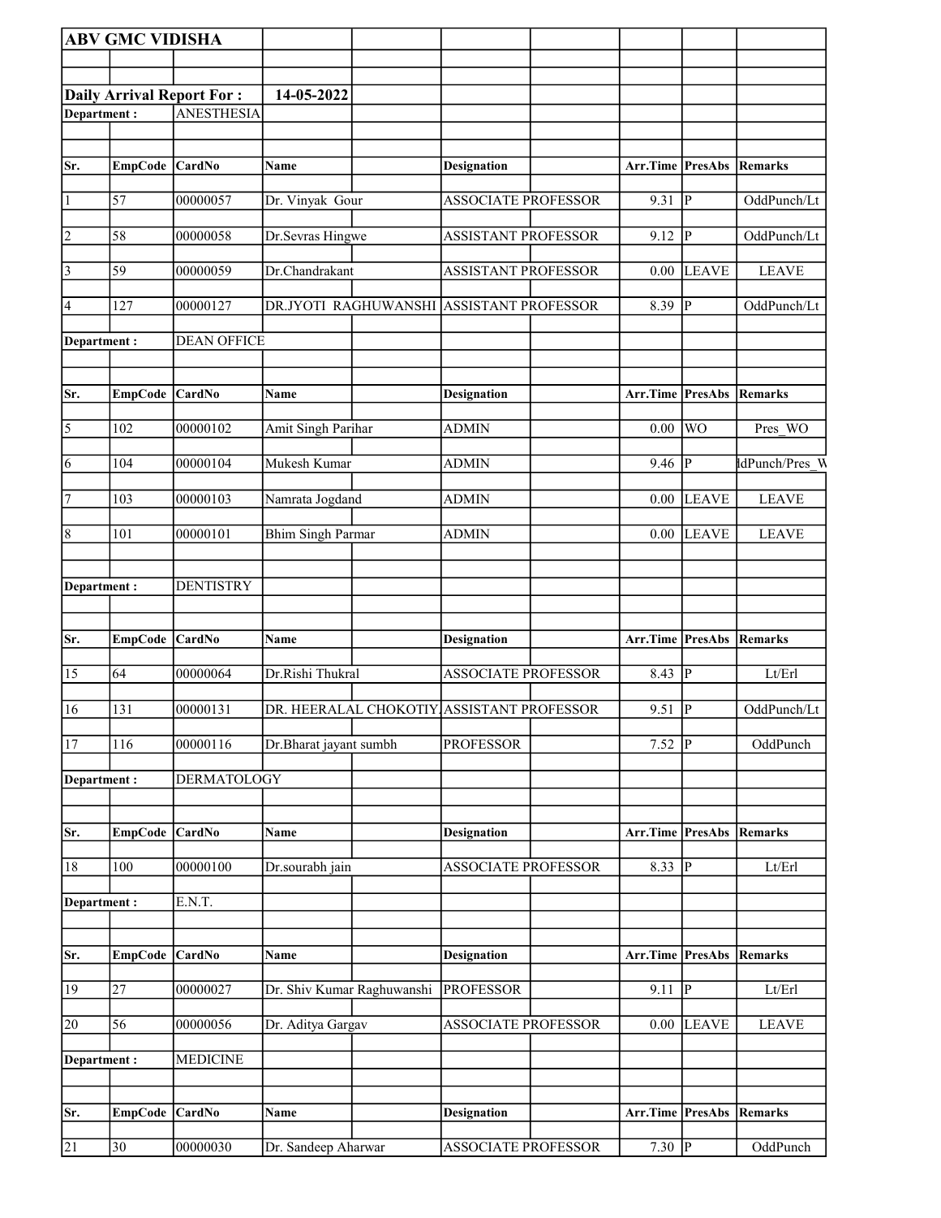**ABV GMC VIDISHA**

**Daily Arrival Report For : 14-05-2022**

**Department :** ANESTHESIA

| Sr. | EmpCode | CardNo | Name | Designation | Arr.Time | PresAbs | Remarks |
|---|---|---|---|---|---|---|---|
| 1 | 57 | 00000057 | Dr. Vinyak Gour | ASSOCIATE PROFESSOR | 9.31 | P | OddPunch/Lt |
| 2 | 58 | 00000058 | Dr.Sevras Hingwe | ASSISTANT PROFESSOR | 9.12 | P | OddPunch/Lt |
| 3 | 59 | 00000059 | Dr.Chandrakant | ASSISTANT PROFESSOR | 0.00 | LEAVE | LEAVE |
| 4 | 127 | 00000127 | DR.JYOTI RAGHUWANSHI | ASSISTANT PROFESSOR | 8.39 | P | OddPunch/Lt |

**Department :** DEAN OFFICE

| Sr. | EmpCode | CardNo | Name | Designation | Arr.Time | PresAbs | Remarks |
|---|---|---|---|---|---|---|---|
| 5 | 102 | 00000102 | Amit Singh Parihar | ADMIN | 0.00 | WO | Pres_WO |
| 6 | 104 | 00000104 | Mukesh Kumar | ADMIN | 9.46 | P | ldPunch/Pres_W |
| 7 | 103 | 00000103 | Namrata Jogdand | ADMIN | 0.00 | LEAVE | LEAVE |
| 8 | 101 | 00000101 | Bhim Singh Parmar | ADMIN | 0.00 | LEAVE | LEAVE |

**Department :** DENTISTRY

| Sr. | EmpCode | CardNo | Name | Designation | Arr.Time | PresAbs | Remarks |
|---|---|---|---|---|---|---|---|
| 15 | 64 | 00000064 | Dr.Rishi Thukral | ASSOCIATE PROFESSOR | 8.43 | P | Lt/Erl |
| 16 | 131 | 00000131 | DR. HEERALAL CHOKOTIY | ASSISTANT PROFESSOR | 9.51 | P | OddPunch/Lt |
| 17 | 116 | 00000116 | Dr.Bharat jayant sumbh | PROFESSOR | 7.52 | P | OddPunch |

**Department :** DERMATOLOGY

| Sr. | EmpCode | CardNo | Name | Designation | Arr.Time | PresAbs | Remarks |
|---|---|---|---|---|---|---|---|
| 18 | 100 | 00000100 | Dr.sourabh jain | ASSOCIATE PROFESSOR | 8.33 | P | Lt/Erl |

**Department :** E.N.T.

| Sr. | EmpCode | CardNo | Name | Designation | Arr.Time | PresAbs | Remarks |
|---|---|---|---|---|---|---|---|
| 19 | 27 | 00000027 | Dr. Shiv Kumar Raghuwanshi | PROFESSOR | 9.11 | P | Lt/Erl |
| 20 | 56 | 00000056 | Dr. Aditya Gargav | ASSOCIATE PROFESSOR | 0.00 | LEAVE | LEAVE |

**Department :** MEDICINE

| Sr. | EmpCode | CardNo | Name | Designation | Arr.Time | PresAbs | Remarks |
|---|---|---|---|---|---|---|---|
| 21 | 30 | 00000030 | Dr. Sandeep Aharwar | ASSOCIATE PROFESSOR | 7.30 | P | OddPunch |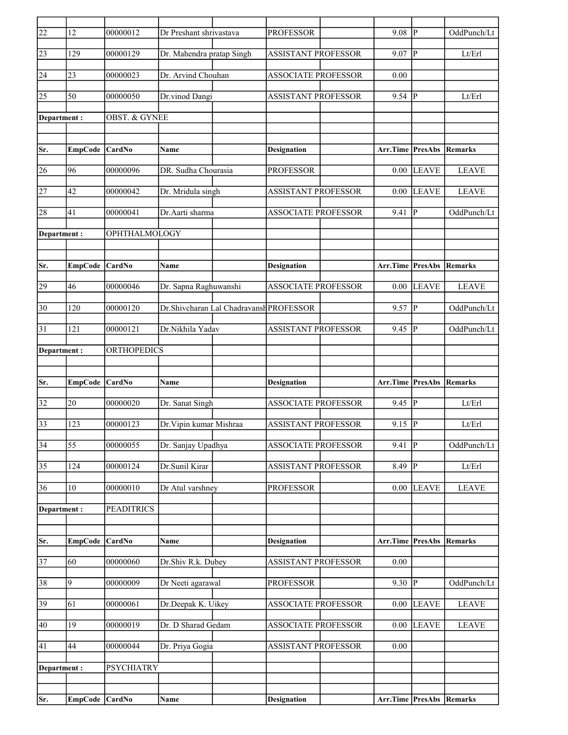| Sr. | EmpCode | CardNo | Name | Designation | Arr.Time | PresAbs | Remarks |
|---|---|---|---|---|---|---|---|
| 22 | 12 | 00000012 | Dr Preshant shrivastava | PROFESSOR | 9.08 | P | OddPunch/Lt |
| 23 | 129 | 00000129 | Dr. Mahendra pratap Singh | ASSISTANT PROFESSOR | 9.07 | P | Lt/Erl |
| 24 | 23 | 00000023 | Dr. Arvind Chouhan | ASSOCIATE PROFESSOR | 0.00 | | |
| 25 | 50 | 00000050 | Dr.vinod Dangi | ASSISTANT PROFESSOR | 9.54 | P | Lt/Erl |

**Department :** OBST. & GYNEE

| Sr. | EmpCode | CardNo | Name | Designation | Arr.Time | PresAbs | Remarks |
|---|---|---|---|---|---|---|---|
| 26 | 96 | 00000096 | DR. Sudha Chourasia | PROFESSOR | 0.00 | LEAVE | LEAVE |
| 27 | 42 | 00000042 | Dr. Mridula singh | ASSISTANT PROFESSOR | 0.00 | LEAVE | LEAVE |
| 28 | 41 | 00000041 | Dr.Aarti sharma | ASSOCIATE PROFESSOR | 9.41 | P | OddPunch/Lt |

**Department :** OPHTHALMOLOGY

| Sr. | EmpCode | CardNo | Name | Designation | Arr.Time | PresAbs | Remarks |
|---|---|---|---|---|---|---|---|
| 29 | 46 | 00000046 | Dr. Sapna Raghuwanshi | ASSOCIATE PROFESSOR | 0.00 | LEAVE | LEAVE |
| 30 | 120 | 00000120 | Dr.Shivcharan Lal Chadravansh | PROFESSOR | 9.57 | P | OddPunch/Lt |
| 31 | 121 | 00000121 | Dr.Nikhila Yadav | ASSISTANT PROFESSOR | 9.45 | P | OddPunch/Lt |

**Department :** ORTHOPEDICS

| Sr. | EmpCode | CardNo | Name | Designation | Arr.Time | PresAbs | Remarks |
|---|---|---|---|---|---|---|---|
| 32 | 20 | 00000020 | Dr. Sanat Singh | ASSOCIATE PROFESSOR | 9.45 | P | Lt/Erl |
| 33 | 123 | 00000123 | Dr.Vipin kumar Mishraa | ASSISTANT PROFESSOR | 9.15 | P | Lt/Erl |
| 34 | 55 | 00000055 | Dr. Sanjay Upadhya | ASSOCIATE PROFESSOR | 9.41 | P | OddPunch/Lt |
| 35 | 124 | 00000124 | Dr.Sunil Kirar | ASSISTANT PROFESSOR | 8.49 | P | Lt/Erl |
| 36 | 10 | 00000010 | Dr Atul varshney | PROFESSOR | 0.00 | LEAVE | LEAVE |

**Department :** PEADITRICS

| Sr. | EmpCode | CardNo | Name | Designation | Arr.Time | PresAbs | Remarks |
|---|---|---|---|---|---|---|---|
| 37 | 60 | 00000060 | Dr.Shiv R.k. Dubey | ASSISTANT PROFESSOR | 0.00 | | |
| 38 | 9 | 00000009 | Dr Neeti agarawal | PROFESSOR | 9.30 | P | OddPunch/Lt |
| 39 | 61 | 00000061 | Dr.Deepak K. Uikey | ASSOCIATE PROFESSOR | 0.00 | LEAVE | LEAVE |
| 40 | 19 | 00000019 | Dr. D Sharad Gedam | ASSOCIATE PROFESSOR | 0.00 | LEAVE | LEAVE |
| 41 | 44 | 00000044 | Dr. Priya Gogia | ASSISTANT PROFESSOR | 0.00 | | |

**Department :** PSYCHIATRY

| Sr. | EmpCode | CardNo | Name | Designation | Arr.Time | PresAbs | Remarks |
|---|---|---|---|---|---|---|---|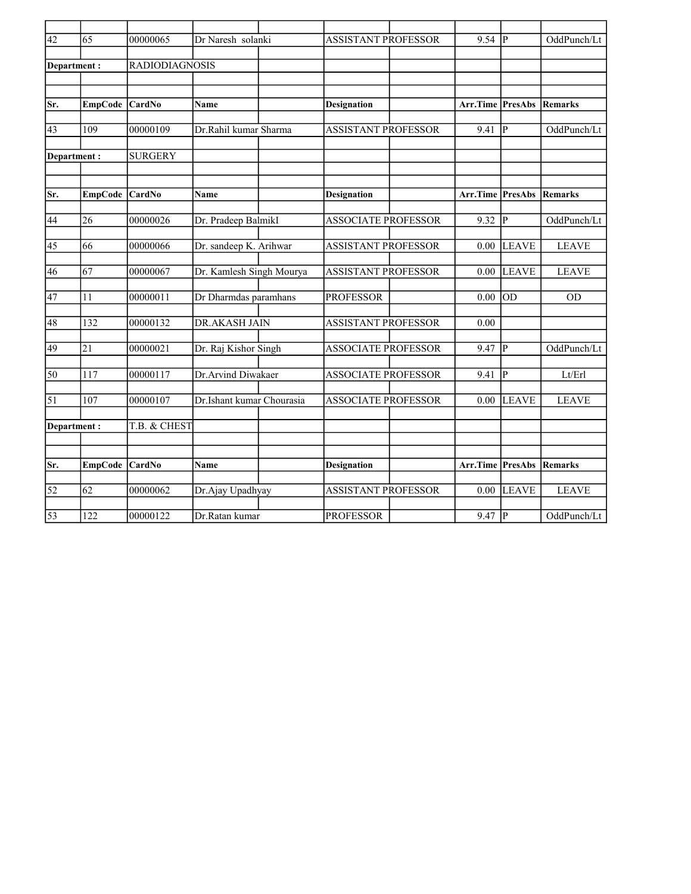| Sr. | EmpCode | CardNo | Name | Designation | Arr.Time | PresAbs | Remarks |
|---|---|---|---|---|---|---|---|
| 42 | 65 | 00000065 | Dr Naresh solanki | ASSISTANT PROFESSOR | 9.54 | P | OddPunch/Lt |
| **Department :** | | RADIODIAGNOSIS | | | | | |
| **Sr.** | **EmpCode** | **CardNo** | **Name** | **Designation** | **Arr.Time** | **PresAbs** | **Remarks** |
| 43 | 109 | 00000109 | Dr.Rahil kumar Sharma | ASSISTANT PROFESSOR | 9.41 | P | OddPunch/Lt |
| **Department :** | | SURGERY | | | | | |
| **Sr.** | **EmpCode** | **CardNo** | **Name** | **Designation** | **Arr.Time** | **PresAbs** | **Remarks** |
| 44 | 26 | 00000026 | Dr. Pradeep BalmikI | ASSOCIATE PROFESSOR | 9.32 | P | OddPunch/Lt |
| 45 | 66 | 00000066 | Dr. sandeep K. Arihwar | ASSISTANT PROFESSOR | 0.00 | LEAVE | LEAVE |
| 46 | 67 | 00000067 | Dr. Kamlesh Singh Mourya | ASSISTANT PROFESSOR | 0.00 | LEAVE | LEAVE |
| 47 | 11 | 00000011 | Dr Dharmdas paramhans | PROFESSOR | 0.00 | OD | OD |
| 48 | 132 | 00000132 | DR.AKASH JAIN | ASSISTANT PROFESSOR | 0.00 | | |
| 49 | 21 | 00000021 | Dr. Raj Kishor Singh | ASSOCIATE PROFESSOR | 9.47 | P | OddPunch/Lt |
| 50 | 117 | 00000117 | Dr.Arvind Diwakaer | ASSOCIATE PROFESSOR | 9.41 | P | Lt/Erl |
| 51 | 107 | 00000107 | Dr.Ishant kumar Chourasia | ASSOCIATE PROFESSOR | 0.00 | LEAVE | LEAVE |
| **Department :** | | T.B. & CHEST | | | | | |
| **Sr.** | **EmpCode** | **CardNo** | **Name** | **Designation** | **Arr.Time** | **PresAbs** | **Remarks** |
| 52 | 62 | 00000062 | Dr.Ajay Upadhyay | ASSISTANT PROFESSOR | 0.00 | LEAVE | LEAVE |
| 53 | 122 | 00000122 | Dr.Ratan kumar | PROFESSOR | 9.47 | P | OddPunch/Lt |